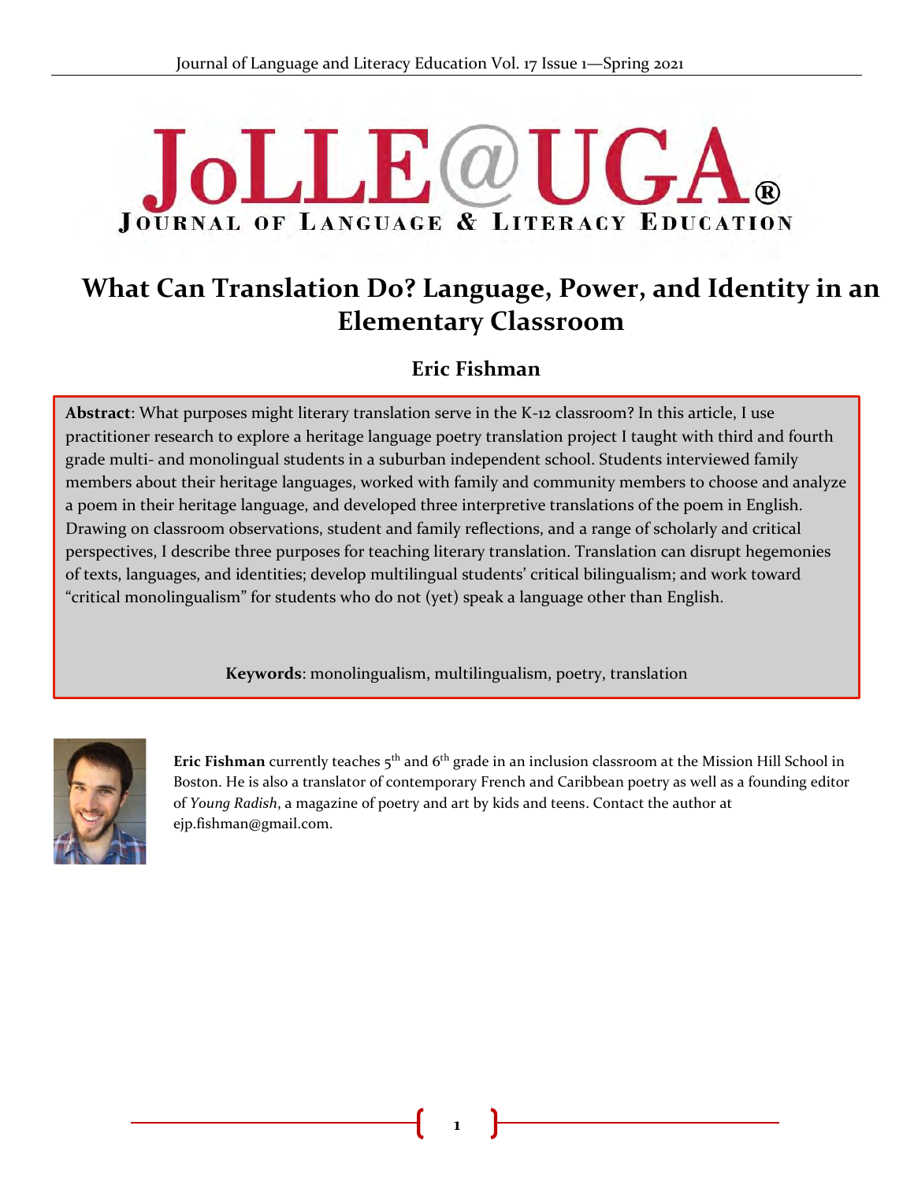# What Can Translation Do? Language, Power, and Identity in an Elementary Classroom

## Eric Fishman

**Abstract**: What purposes might literary translation serve in the K-12 classroom? In this article, I use practitioner research to explore a heritage language poetry translation project I taught with third and fourth grade multi- and monolingual students in a suburban independent school. Students interviewed family members about their heritage languages, worked with family and community members to choose and analyze a poem in their heritage language, and developed three interpretive translations of the poem in English. Drawing on classroom observations, student and family reflections, and a range of scholarly and critical perspectives, I describe three purposes for teaching literary translation. Translation can disrupt hegemonies of texts, languages, and identities; develop multilingual students' critical bilingualism; and work toward "critical monolingualism" for students who do not (yet) speak a language other than English.

**Keywords**: monolingualism, multilingualism, poetry, translation

**Eric Fishman** currently teaches 5th and 6th grade in an inclusion classroom at the Mission Hill School in Boston. He is also a translator of contemporary French and Caribbean poetry as well as a founding editor of *Young Radish*, a magazine of poetry and art by kids and teens. Contact the author at ejp.fishman@gmail.com.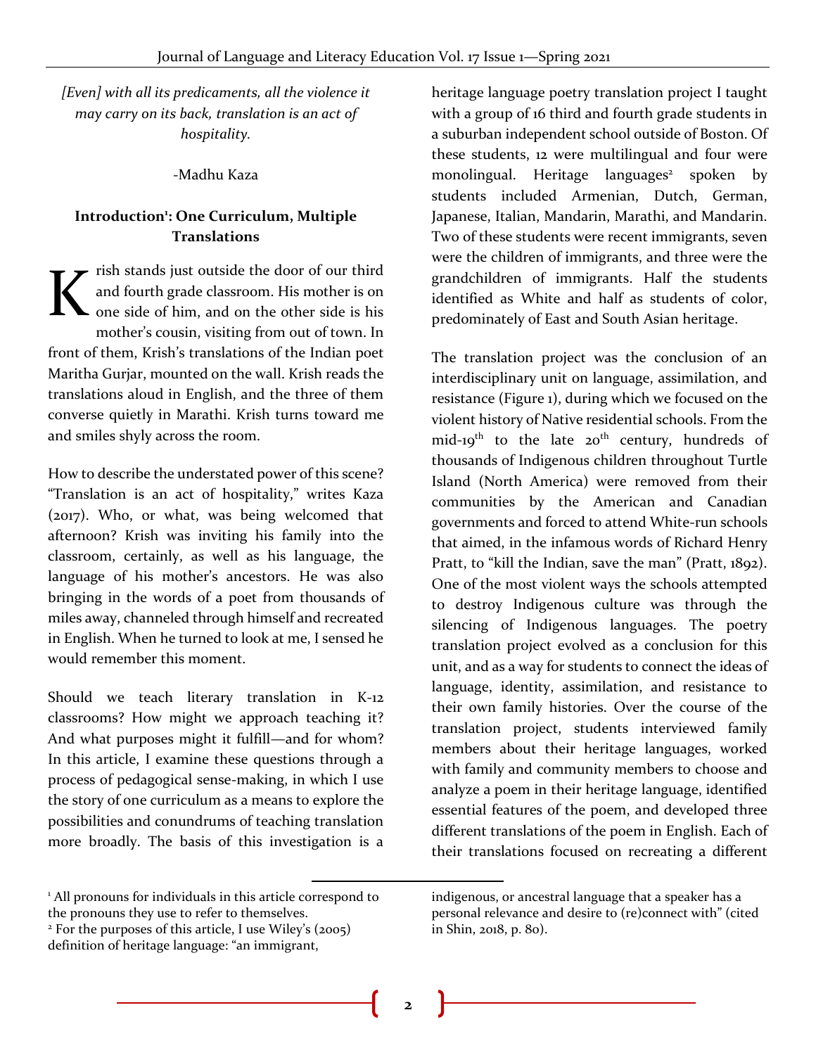*[Even] with all its predicaments, all the violence it may carry on its back, translation is an act of hospitality.*

-Madhu Kaza

### Introduction[1]: One Curriculum, Multiple Translations

Krish stands just outside the door of our third and fourth grade classroom. His mother is on one side of him, and on the other side is his mother's cousin, visiting from out of town. In front of them, Krish's translations of the Indian poet Maritha Gurjar, mounted on the wall. Krish reads the translations aloud in English, and the three of them converse quietly in Marathi. Krish turns toward me and smiles shyly across the room.

How to describe the understated power of this scene? "Translation is an act of hospitality," writes Kaza (2017). Who, or what, was being welcomed that afternoon? Krish was inviting his family into the classroom, certainly, as well as his language, the language of his mother's ancestors. He was also bringing in the words of a poet from thousands of miles away, channeled through himself and recreated in English. When he turned to look at me, I sensed he would remember this moment.

Should we teach literary translation in K-12 classrooms? How might we approach teaching it? And what purposes might it fulfill—and for whom? In this article, I examine these questions through a process of pedagogical sense-making, in which I use the story of one curriculum as a means to explore the possibilities and conundrums of teaching translation more broadly. The basis of this investigation is a heritage language poetry translation project I taught with a group of 16 third and fourth grade students in a suburban independent school outside of Boston. Of these students, 12 were multilingual and four were monolingual. Heritage languages[2] spoken by students included Armenian, Dutch, German, Japanese, Italian, Mandarin, Marathi, and Mandarin. Two of these students were recent immigrants, seven were the children of immigrants, and three were the grandchildren of immigrants. Half the students identified as White and half as students of color, predominately of East and South Asian heritage.

The translation project was the conclusion of an interdisciplinary unit on language, assimilation, and resistance (Figure 1), during which we focused on the violent history of Native residential schools. From the mid-19th to the late 20th century, hundreds of thousands of Indigenous children throughout Turtle Island (North America) were removed from their communities by the American and Canadian governments and forced to attend White-run schools that aimed, in the infamous words of Richard Henry Pratt, to "kill the Indian, save the man" (Pratt, 1892). One of the most violent ways the schools attempted to destroy Indigenous culture was through the silencing of Indigenous languages. The poetry translation project evolved as a conclusion for this unit, and as a way for students to connect the ideas of language, identity, assimilation, and resistance to their own family histories. Over the course of the translation project, students interviewed family members about their heritage languages, worked with family and community members to choose and analyze a poem in their heritage language, identified essential features of the poem, and developed three different translations of the poem in English. Each of their translations focused on recreating a different

---

[1] All pronouns for individuals in this article correspond to the pronouns they use to refer to themselves.

[2] For the purposes of this article, I use Wiley's (2005) definition of heritage language: "an immigrant, indigenous, or ancestral language that a speaker has a personal relevance and desire to (re)connect with" (cited in Shin, 2018, p. 80).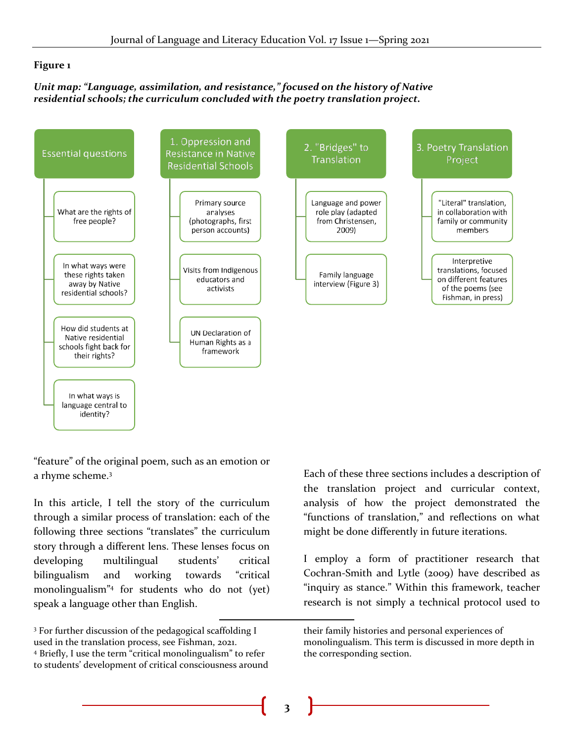**Figure 1**

***Unit map: "Language, assimilation, and resistance," focused on the history of Native residential schools; the curriculum concluded with the poetry translation project.***

- **Essential questions**
  - What are the rights of free people?
  - In what ways were these rights taken away by Native residential schools?
  - How did students at Native residential schools fight back for their rights?
  - In what ways is language central to identity?
- **1. Oppression and Resistance in Native Residential Schools**
  - Primary source analyses (photographs, first person accounts)
  - Visits from Indigenous educators and activists
  - UN Declaration of Human Rights as a framework
- **2. "Bridges" to Translation**
  - Language and power role play (adapted from Christensen, 2009)
  - Family language interview (Figure 3)
- **3. Poetry Translation Project**
  - "Literal" translation, in collaboration with family or community members
  - Interpretive translations, focused on different features of the poems (see Fishman, in press)

"feature" of the original poem, such as an emotion or a rhyme scheme.[3]

In this article, I tell the story of the curriculum through a similar process of translation: each of the following three sections "translates" the curriculum story through a different lens. These lenses focus on developing multilingual students' critical bilingualism and working towards "critical monolingualism"[4] for students who do not (yet) speak a language other than English.

Each of these three sections includes a description of the translation project and curricular context, analysis of how the project demonstrated the "functions of translation," and reflections on what might be done differently in future iterations.

I employ a form of practitioner research that Cochran-Smith and Lytle (2009) have described as "inquiry as stance." Within this framework, teacher research is not simply a technical protocol used to

---

[3] For further discussion of the pedagogical scaffolding I used in the translation process, see Fishman, 2021.

[4] Briefly, I use the term "critical monolingualism" to refer to students' development of critical consciousness around their family histories and personal experiences of monolingualism. This term is discussed in more depth in the corresponding section.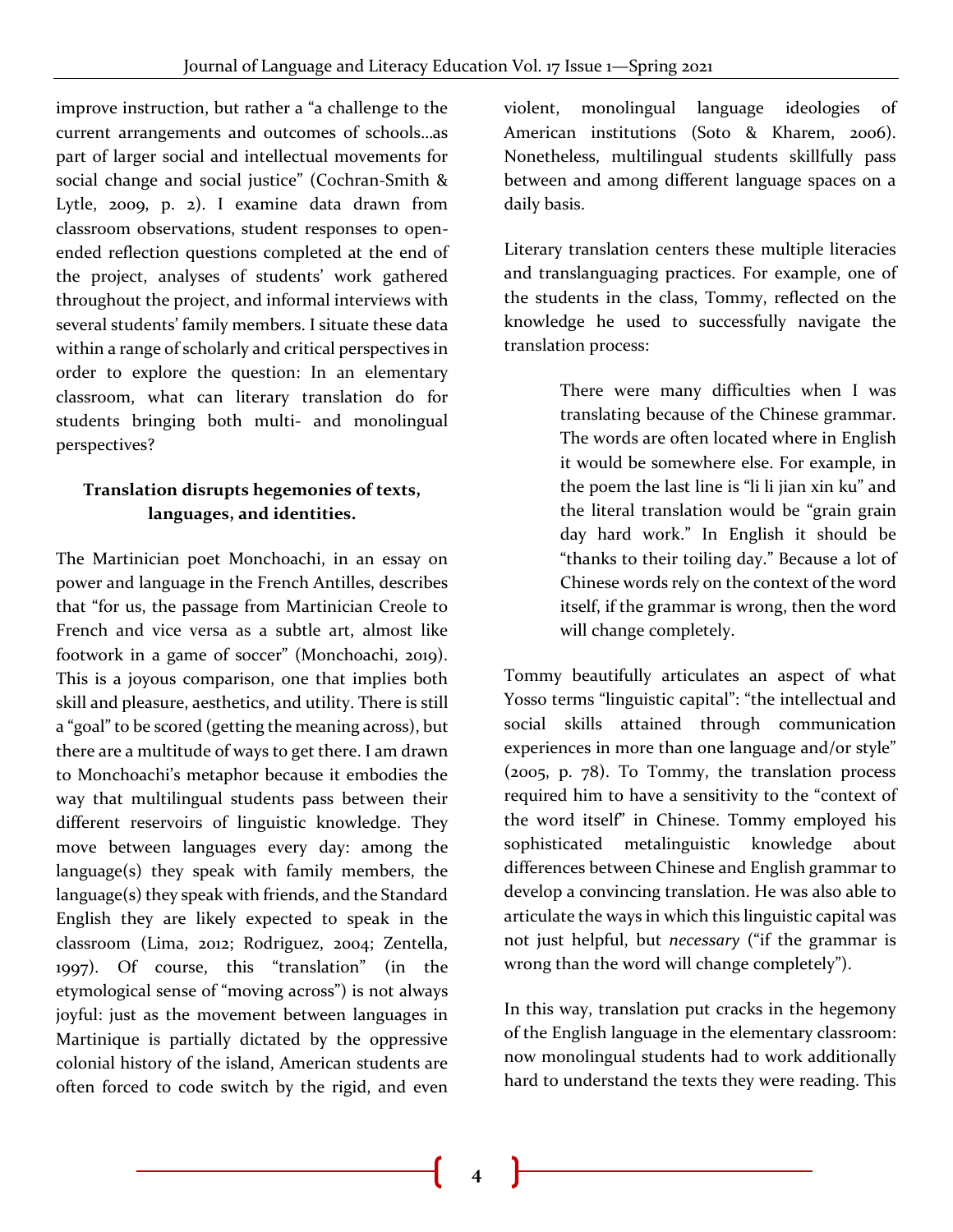improve instruction, but rather a "a challenge to the current arrangements and outcomes of schools…as part of larger social and intellectual movements for social change and social justice" (Cochran-Smith & Lytle, 2009, p. 2). I examine data drawn from classroom observations, student responses to open-ended reflection questions completed at the end of the project, analyses of students' work gathered throughout the project, and informal interviews with several students' family members. I situate these data within a range of scholarly and critical perspectives in order to explore the question: In an elementary classroom, what can literary translation do for students bringing both multi- and monolingual perspectives?

**Translation disrupts hegemonies of texts, languages, and identities.**

The Martinician poet Monchoachi, in an essay on power and language in the French Antilles, describes that "for us, the passage from Martinician Creole to French and vice versa as a subtle art, almost like footwork in a game of soccer" (Monchoachi, 2019). This is a joyous comparison, one that implies both skill and pleasure, aesthetics, and utility. There is still a "goal" to be scored (getting the meaning across), but there are a multitude of ways to get there. I am drawn to Monchoachi's metaphor because it embodies the way that multilingual students pass between their different reservoirs of linguistic knowledge. They move between languages every day: among the language(s) they speak with family members, the language(s) they speak with friends, and the Standard English they are likely expected to speak in the classroom (Lima, 2012; Rodriguez, 2004; Zentella, 1997). Of course, this "translation" (in the etymological sense of "moving across") is not always joyful: just as the movement between languages in Martinique is partially dictated by the oppressive colonial history of the island, American students are often forced to code switch by the rigid, and even violent, monolingual language ideologies of American institutions (Soto & Kharem, 2006). Nonetheless, multilingual students skillfully pass between and among different language spaces on a daily basis.

Literary translation centers these multiple literacies and translanguaging practices. For example, one of the students in the class, Tommy, reflected on the knowledge he used to successfully navigate the translation process:

> There were many difficulties when I was translating because of the Chinese grammar. The words are often located where in English it would be somewhere else. For example, in the poem the last line is "li li jian xin ku" and the literal translation would be "grain grain day hard work." In English it should be "thanks to their toiling day." Because a lot of Chinese words rely on the context of the word itself, if the grammar is wrong, then the word will change completely.

Tommy beautifully articulates an aspect of what Yosso terms "linguistic capital": "the intellectual and social skills attained through communication experiences in more than one language and/or style" (2005, p. 78). To Tommy, the translation process required him to have a sensitivity to the "context of the word itself" in Chinese. Tommy employed his sophisticated metalinguistic knowledge about differences between Chinese and English grammar to develop a convincing translation. He was also able to articulate the ways in which this linguistic capital was not just helpful, but *necessary* ("if the grammar is wrong than the word will change completely").

In this way, translation put cracks in the hegemony of the English language in the elementary classroom: now monolingual students had to work additionally hard to understand the texts they were reading. This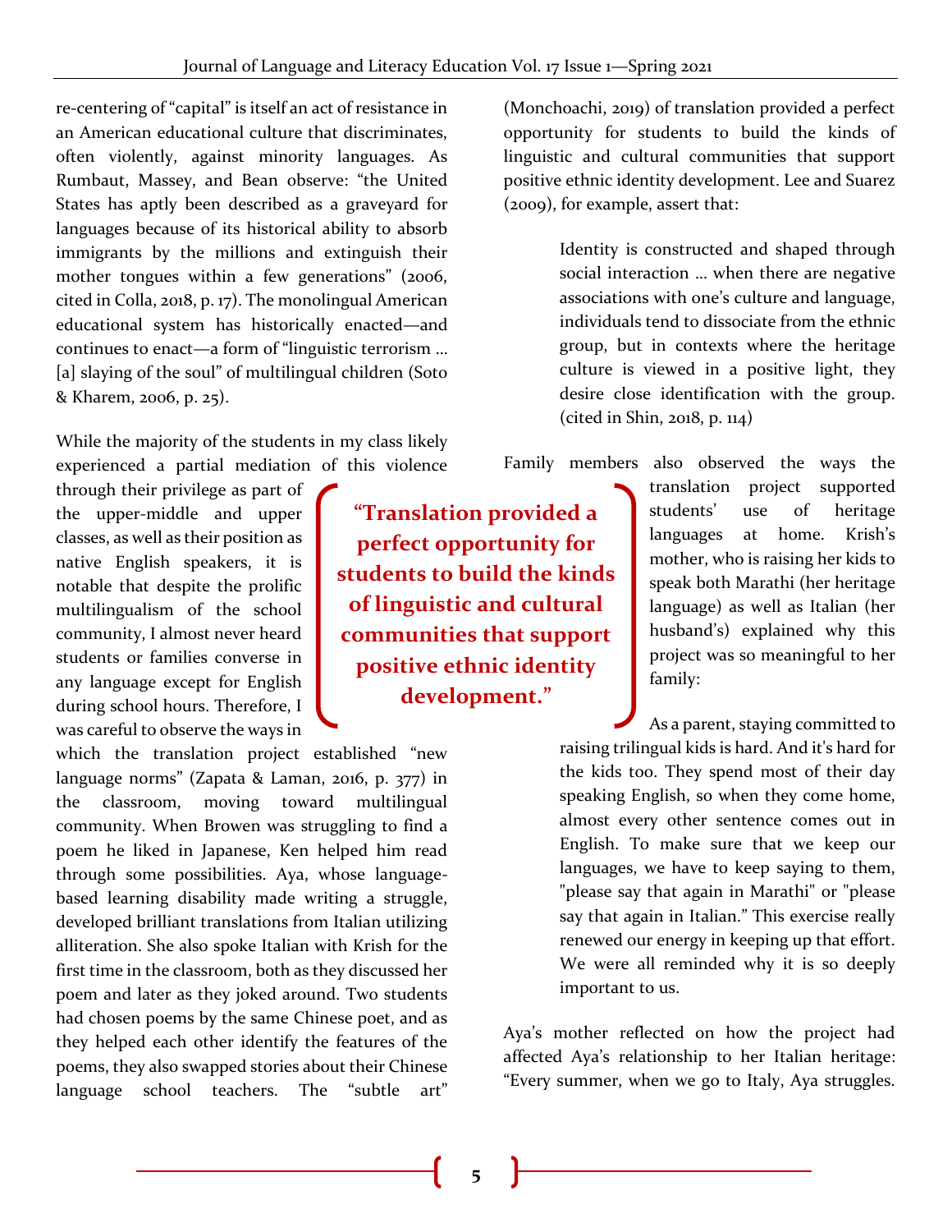re-centering of "capital" is itself an act of resistance in an American educational culture that discriminates, often violently, against minority languages. As Rumbaut, Massey, and Bean observe: "the United States has aptly been described as a graveyard for languages because of its historical ability to absorb immigrants by the millions and extinguish their mother tongues within a few generations" (2006, cited in Colla, 2018, p. 17). The monolingual American educational system has historically enacted—and continues to enact—a form of "linguistic terrorism ... [a] slaying of the soul" of multilingual children (Soto & Kharem, 2006, p. 25).

While the majority of the students in my class likely experienced a partial mediation of this violence through their privilege as part of the upper-middle and upper classes, as well as their position as native English speakers, it is notable that despite the prolific multilingualism of the school community, I almost never heard students or families converse in any language except for English during school hours. Therefore, I was careful to observe the ways in which the translation project established "new language norms" (Zapata & Laman, 2016, p. 377) in the classroom, moving toward multilingual community. When Browen was struggling to find a poem he liked in Japanese, Ken helped him read through some possibilities. Aya, whose language-based learning disability made writing a struggle, developed brilliant translations from Italian utilizing alliteration. She also spoke Italian with Krish for the first time in the classroom, both as they discussed her poem and later as they joked around. Two students had chosen poems by the same Chinese poet, and as they helped each other identify the features of the poems, they also swapped stories about their Chinese language school teachers. The "subtle art" (Monchoachi, 2019) of translation provided a perfect opportunity for students to build the kinds of linguistic and cultural communities that support positive ethnic identity development. Lee and Suarez (2009), for example, assert that:

> Identity is constructed and shaped through social interaction ... when there are negative associations with one's culture and language, individuals tend to dissociate from the ethnic group, but in contexts where the heritage culture is viewed in a positive light, they desire close identification with the group. (cited in Shin, 2018, p. 114)

**"Translation provided a perfect opportunity for students to build the kinds of linguistic and cultural communities that support positive ethnic identity development."**

Family members also observed the ways the translation project supported students' use of heritage languages at home. Krish's mother, who is raising her kids to speak both Marathi (her heritage language) as well as Italian (her husband's) explained why this project was so meaningful to her family:

> As a parent, staying committed to raising trilingual kids is hard. And it's hard for the kids too. They spend most of their day speaking English, so when they come home, almost every other sentence comes out in English. To make sure that we keep our languages, we have to keep saying to them, "please say that again in Marathi" or "please say that again in Italian." This exercise really renewed our energy in keeping up that effort. We were all reminded why it is so deeply important to us.

Aya's mother reflected on how the project had affected Aya's relationship to her Italian heritage: "Every summer, when we go to Italy, Aya struggles.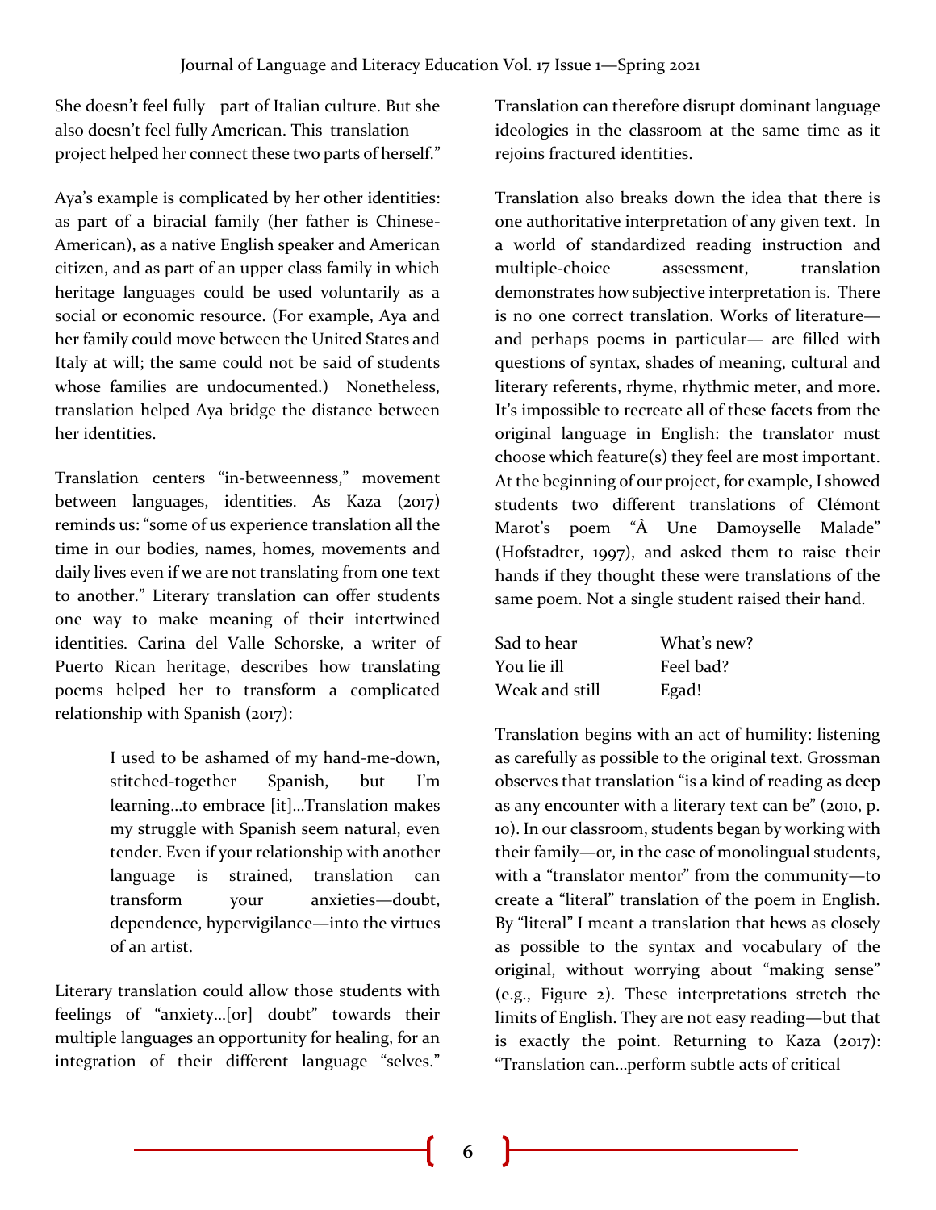She doesn't feel fully part of Italian culture. But she also doesn't feel fully American. This translation project helped her connect these two parts of herself."

Aya's example is complicated by her other identities: as part of a biracial family (her father is Chinese-American), as a native English speaker and American citizen, and as part of an upper class family in which heritage languages could be used voluntarily as a social or economic resource. (For example, Aya and her family could move between the United States and Italy at will; the same could not be said of students whose families are undocumented.) Nonetheless, translation helped Aya bridge the distance between her identities.

Translation centers "in-betweenness," movement between languages, identities. As Kaza (2017) reminds us: "some of us experience translation all the time in our bodies, names, homes, movements and daily lives even if we are not translating from one text to another." Literary translation can offer students one way to make meaning of their intertwined identities. Carina del Valle Schorske, a writer of Puerto Rican heritage, describes how translating poems helped her to transform a complicated relationship with Spanish (2017):

> I used to be ashamed of my hand-me-down, stitched-together Spanish, but I'm learning…to embrace [it]…Translation makes my struggle with Spanish seem natural, even tender. Even if your relationship with another language is strained, translation can transform your anxieties—doubt, dependence, hypervigilance—into the virtues of an artist.

Literary translation could allow those students with feelings of "anxiety…[or] doubt" towards their multiple languages an opportunity for healing, for an integration of their different language "selves." Translation can therefore disrupt dominant language ideologies in the classroom at the same time as it rejoins fractured identities.

Translation also breaks down the idea that there is one authoritative interpretation of any given text. In a world of standardized reading instruction and multiple-choice assessment, translation demonstrates how subjective interpretation is. There is no one correct translation. Works of literature—and perhaps poems in particular— are filled with questions of syntax, shades of meaning, cultural and literary referents, rhyme, rhythmic meter, and more. It's impossible to recreate all of these facets from the original language in English: the translator must choose which feature(s) they feel are most important. At the beginning of our project, for example, I showed students two different translations of Clémont Marot's poem "À Une Damoyselle Malade" (Hofstadter, 1997), and asked them to raise their hands if they thought these were translations of the same poem. Not a single student raised their hand.

| | |
|---|---|
| Sad to hear | What's new? |
| You lie ill | Feel bad? |
| Weak and still | Egad! |

Translation begins with an act of humility: listening as carefully as possible to the original text. Grossman observes that translation "is a kind of reading as deep as any encounter with a literary text can be" (2010, p. 10). In our classroom, students began by working with their family—or, in the case of monolingual students, with a "translator mentor" from the community—to create a "literal" translation of the poem in English. By "literal" I meant a translation that hews as closely as possible to the syntax and vocabulary of the original, without worrying about "making sense" (e.g., Figure 2). These interpretations stretch the limits of English. They are not easy reading—but that is exactly the point. Returning to Kaza (2017): "Translation can…perform subtle acts of critical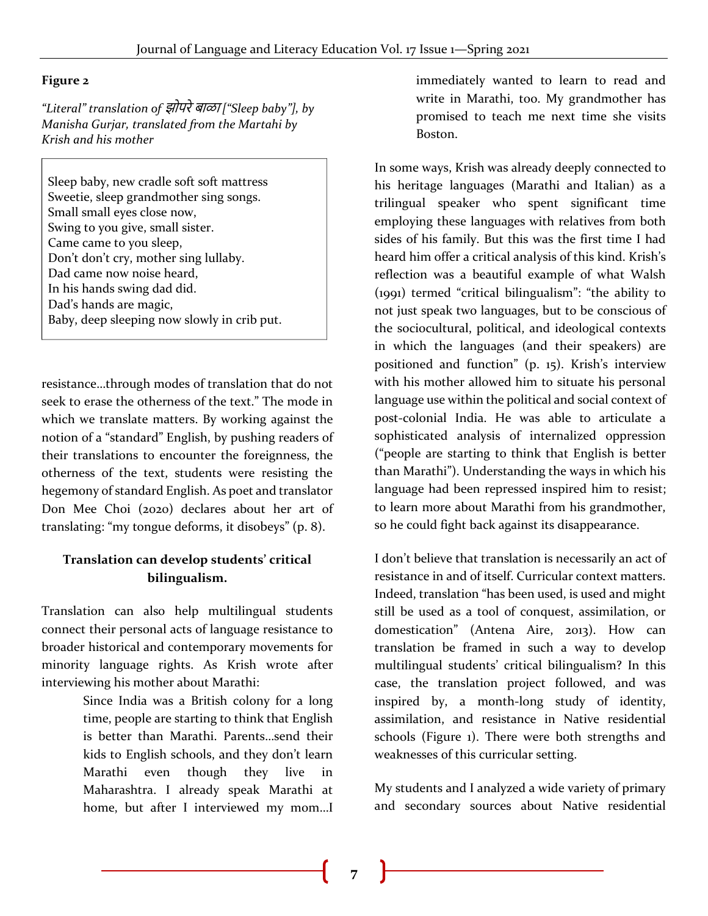**Figure 2**

*"Literal" translation of झोपरे बाळा ["Sleep baby"], by Manisha Gurjar, translated from the Martahi by Krish and his mother*

> Sleep baby, new cradle soft soft mattress
> Sweetie, sleep grandmother sing songs.
> Small small eyes close now,
> Swing to you give, small sister.
> Came came to you sleep,
> Don't don't cry, mother sing lullaby.
> Dad came now noise heard,
> In his hands swing dad did.
> Dad's hands are magic,
> Baby, deep sleeping now slowly in crib put.

resistance…through modes of translation that do not seek to erase the otherness of the text." The mode in which we translate matters. By working against the notion of a "standard" English, by pushing readers of their translations to encounter the foreignness, the otherness of the text, students were resisting the hegemony of standard English. As poet and translator Don Mee Choi (2020) declares about her art of translating: "my tongue deforms, it disobeys" (p. 8).

### Translation can develop students' critical bilingualism.

Translation can also help multilingual students connect their personal acts of language resistance to broader historical and contemporary movements for minority language rights. As Krish wrote after interviewing his mother about Marathi:

> Since India was a British colony for a long time, people are starting to think that English is better than Marathi. Parents…send their kids to English schools, and they don't learn Marathi even though they live in Maharashtra. I already speak Marathi at home, but after I interviewed my mom…I immediately wanted to learn to read and write in Marathi, too. My grandmother has promised to teach me next time she visits Boston.

In some ways, Krish was already deeply connected to his heritage languages (Marathi and Italian) as a trilingual speaker who spent significant time employing these languages with relatives from both sides of his family. But this was the first time I had heard him offer a critical analysis of this kind. Krish's reflection was a beautiful example of what Walsh (1991) termed "critical bilingualism": "the ability to not just speak two languages, but to be conscious of the sociocultural, political, and ideological contexts in which the languages (and their speakers) are positioned and function" (p. 15). Krish's interview with his mother allowed him to situate his personal language use within the political and social context of post-colonial India. He was able to articulate a sophisticated analysis of internalized oppression ("people are starting to think that English is better than Marathi"). Understanding the ways in which his language had been repressed inspired him to resist; to learn more about Marathi from his grandmother, so he could fight back against its disappearance.

I don't believe that translation is necessarily an act of resistance in and of itself. Curricular context matters. Indeed, translation "has been used, is used and might still be used as a tool of conquest, assimilation, or domestication" (Antena Aire, 2013). How can translation be framed in such a way to develop multilingual students' critical bilingualism? In this case, the translation project followed, and was inspired by, a month-long study of identity, assimilation, and resistance in Native residential schools (Figure 1). There were both strengths and weaknesses of this curricular setting.

My students and I analyzed a wide variety of primary and secondary sources about Native residential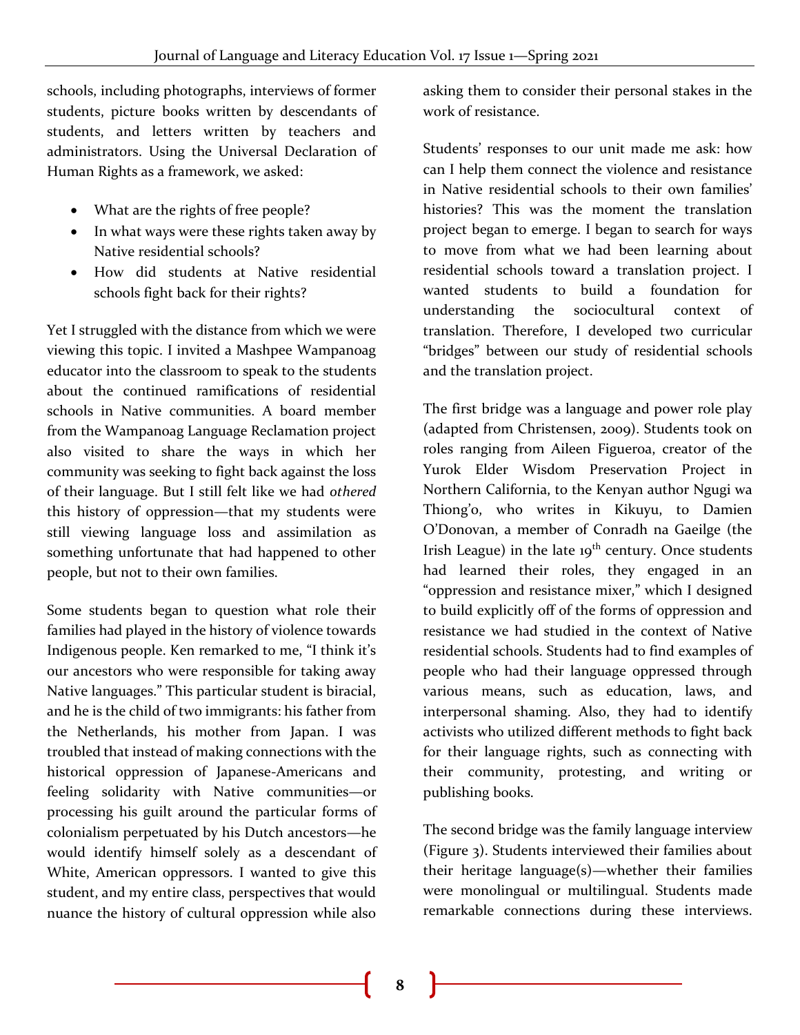schools, including photographs, interviews of former students, picture books written by descendants of students, and letters written by teachers and administrators. Using the Universal Declaration of Human Rights as a framework, we asked:

- What are the rights of free people?
- In what ways were these rights taken away by Native residential schools?
- How did students at Native residential schools fight back for their rights?

Yet I struggled with the distance from which we were viewing this topic. I invited a Mashpee Wampanoag educator into the classroom to speak to the students about the continued ramifications of residential schools in Native communities. A board member from the Wampanoag Language Reclamation project also visited to share the ways in which her community was seeking to fight back against the loss of their language. But I still felt like we had *othered* this history of oppression—that my students were still viewing language loss and assimilation as something unfortunate that had happened to other people, but not to their own families.

Some students began to question what role their families had played in the history of violence towards Indigenous people. Ken remarked to me, "I think it's our ancestors who were responsible for taking away Native languages." This particular student is biracial, and he is the child of two immigrants: his father from the Netherlands, his mother from Japan. I was troubled that instead of making connections with the historical oppression of Japanese-Americans and feeling solidarity with Native communities—or processing his guilt around the particular forms of colonialism perpetuated by his Dutch ancestors—he would identify himself solely as a descendant of White, American oppressors. I wanted to give this student, and my entire class, perspectives that would nuance the history of cultural oppression while also asking them to consider their personal stakes in the work of resistance.

Students' responses to our unit made me ask: how can I help them connect the violence and resistance in Native residential schools to their own families' histories? This was the moment the translation project began to emerge. I began to search for ways to move from what we had been learning about residential schools toward a translation project. I wanted students to build a foundation for understanding the sociocultural context of translation. Therefore, I developed two curricular "bridges" between our study of residential schools and the translation project.

The first bridge was a language and power role play (adapted from Christensen, 2009). Students took on roles ranging from Aileen Figueroa, creator of the Yurok Elder Wisdom Preservation Project in Northern California, to the Kenyan author Ngugi wa Thiong'o, who writes in Kikuyu, to Damien O'Donovan, a member of Conradh na Gaeilge (the Irish League) in the late 19th century. Once students had learned their roles, they engaged in an "oppression and resistance mixer," which I designed to build explicitly off of the forms of oppression and resistance we had studied in the context of Native residential schools. Students had to find examples of people who had their language oppressed through various means, such as education, laws, and interpersonal shaming. Also, they had to identify activists who utilized different methods to fight back for their language rights, such as connecting with their community, protesting, and writing or publishing books.

The second bridge was the family language interview (Figure 3). Students interviewed their families about their heritage language(s)—whether their families were monolingual or multilingual. Students made remarkable connections during these interviews.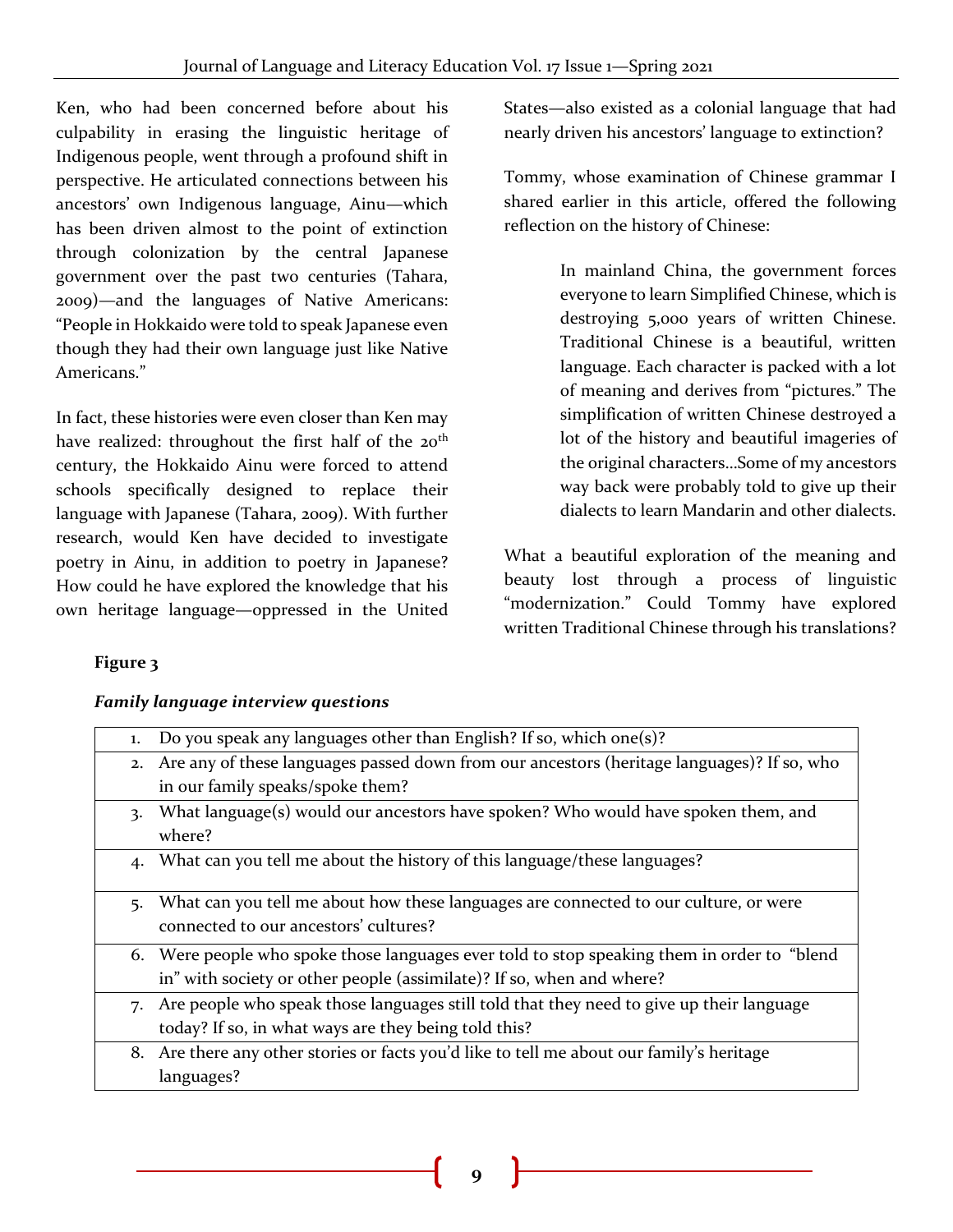Ken, who had been concerned before about his culpability in erasing the linguistic heritage of Indigenous people, went through a profound shift in perspective. He articulated connections between his ancestors' own Indigenous language, Ainu—which has been driven almost to the point of extinction through colonization by the central Japanese government over the past two centuries (Tahara, 2009)—and the languages of Native Americans: "People in Hokkaido were told to speak Japanese even though they had their own language just like Native Americans."

In fact, these histories were even closer than Ken may have realized: throughout the first half of the 20th century, the Hokkaido Ainu were forced to attend schools specifically designed to replace their language with Japanese (Tahara, 2009). With further research, would Ken have decided to investigate poetry in Ainu, in addition to poetry in Japanese? How could he have explored the knowledge that his own heritage language—oppressed in the United States—also existed as a colonial language that had nearly driven his ancestors' language to extinction?

Tommy, whose examination of Chinese grammar I shared earlier in this article, offered the following reflection on the history of Chinese:

> In mainland China, the government forces everyone to learn Simplified Chinese, which is destroying 5,000 years of written Chinese. Traditional Chinese is a beautiful, written language. Each character is packed with a lot of meaning and derives from "pictures." The simplification of written Chinese destroyed a lot of the history and beautiful imageries of the original characters…Some of my ancestors way back were probably told to give up their dialects to learn Mandarin and other dialects.

What a beautiful exploration of the meaning and beauty lost through a process of linguistic "modernization." Could Tommy have explored written Traditional Chinese through his translations?

**Figure 3**

***Family language interview questions***

| | |
|---|---|
| 1. | Do you speak any languages other than English? If so, which one(s)? |
| 2. | Are any of these languages passed down from our ancestors (heritage languages)? If so, who in our family speaks/spoke them? |
| 3. | What language(s) would our ancestors have spoken? Who would have spoken them, and where? |
| 4. | What can you tell me about the history of this language/these languages? |
| 5. | What can you tell me about how these languages are connected to our culture, or were connected to our ancestors' cultures? |
| 6. | Were people who spoke those languages ever told to stop speaking them in order to "blend in" with society or other people (assimilate)? If so, when and where? |
| 7. | Are people who speak those languages still told that they need to give up their language today? If so, in what ways are they being told this? |
| 8. | Are there any other stories or facts you'd like to tell me about our family's heritage languages? |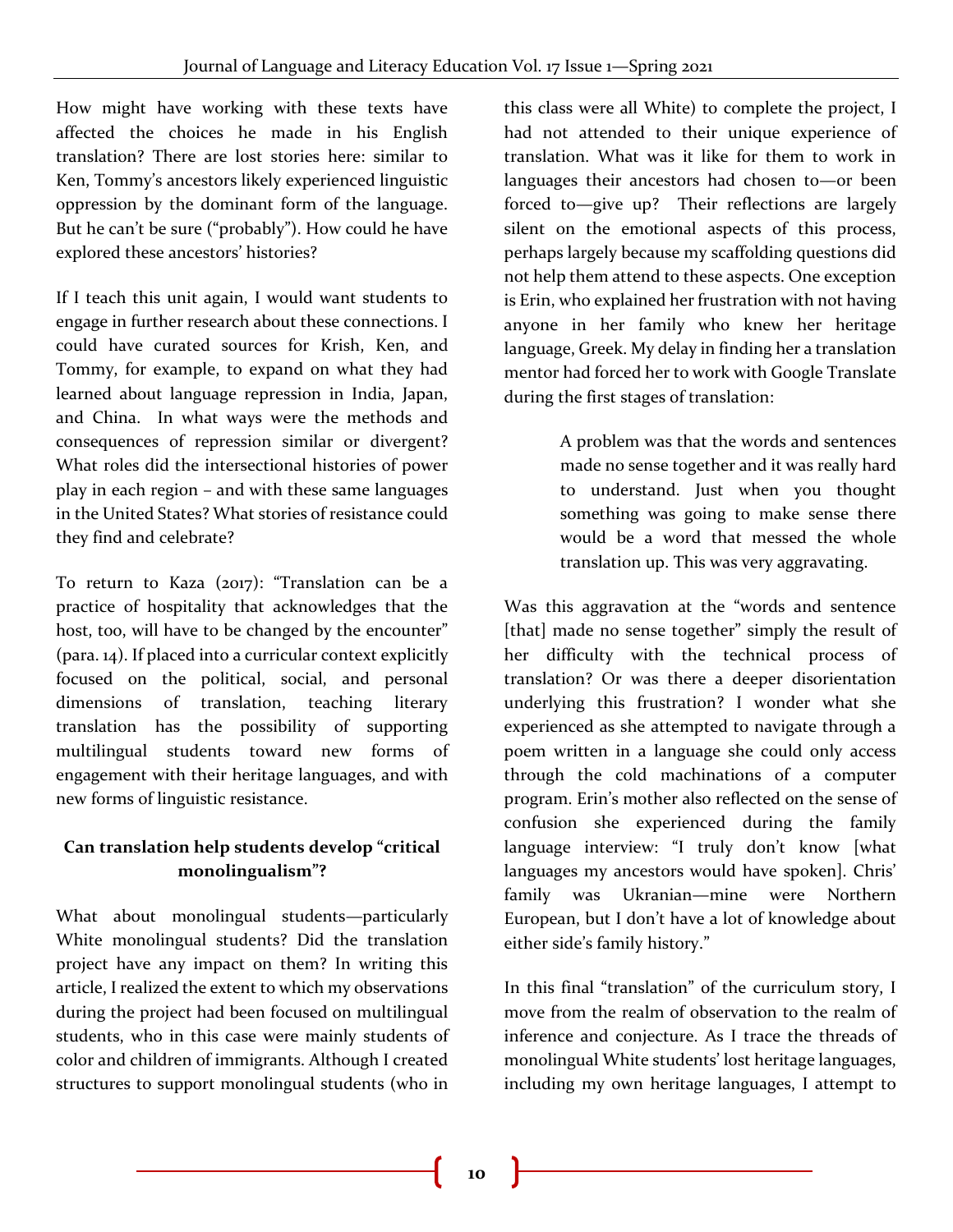How might have working with these texts have affected the choices he made in his English translation? There are lost stories here: similar to Ken, Tommy's ancestors likely experienced linguistic oppression by the dominant form of the language. But he can't be sure ("probably"). How could he have explored these ancestors' histories?

If I teach this unit again, I would want students to engage in further research about these connections. I could have curated sources for Krish, Ken, and Tommy, for example, to expand on what they had learned about language repression in India, Japan, and China. In what ways were the methods and consequences of repression similar or divergent? What roles did the intersectional histories of power play in each region – and with these same languages in the United States? What stories of resistance could they find and celebrate?

To return to Kaza (2017): "Translation can be a practice of hospitality that acknowledges that the host, too, will have to be changed by the encounter" (para. 14). If placed into a curricular context explicitly focused on the political, social, and personal dimensions of translation, teaching literary translation has the possibility of supporting multilingual students toward new forms of engagement with their heritage languages, and with new forms of linguistic resistance.

### Can translation help students develop "critical monolingualism"?

What about monolingual students—particularly White monolingual students? Did the translation project have any impact on them? In writing this article, I realized the extent to which my observations during the project had been focused on multilingual students, who in this case were mainly students of color and children of immigrants. Although I created structures to support monolingual students (who in this class were all White) to complete the project, I had not attended to their unique experience of translation. What was it like for them to work in languages their ancestors had chosen to—or been forced to—give up? Their reflections are largely silent on the emotional aspects of this process, perhaps largely because my scaffolding questions did not help them attend to these aspects. One exception is Erin, who explained her frustration with not having anyone in her family who knew her heritage language, Greek. My delay in finding her a translation mentor had forced her to work with Google Translate during the first stages of translation:

> A problem was that the words and sentences made no sense together and it was really hard to understand. Just when you thought something was going to make sense there would be a word that messed the whole translation up. This was very aggravating.

Was this aggravation at the "words and sentence [that] made no sense together" simply the result of her difficulty with the technical process of translation? Or was there a deeper disorientation underlying this frustration? I wonder what she experienced as she attempted to navigate through a poem written in a language she could only access through the cold machinations of a computer program. Erin's mother also reflected on the sense of confusion she experienced during the family language interview: "I truly don't know [what languages my ancestors would have spoken]. Chris' family was Ukranian—mine were Northern European, but I don't have a lot of knowledge about either side's family history."

In this final "translation" of the curriculum story, I move from the realm of observation to the realm of inference and conjecture. As I trace the threads of monolingual White students' lost heritage languages, including my own heritage languages, I attempt to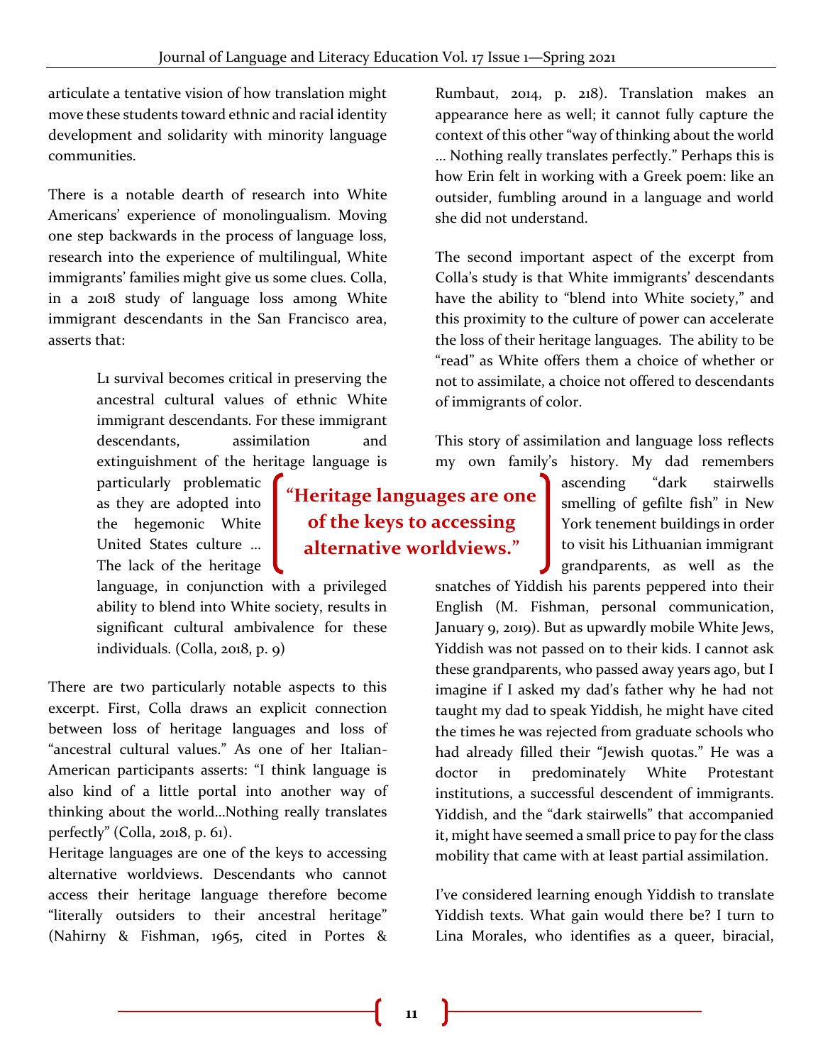articulate a tentative vision of how translation might move these students toward ethnic and racial identity development and solidarity with minority language communities.

There is a notable dearth of research into White Americans' experience of monolingualism. Moving one step backwards in the process of language loss, research into the experience of multilingual, White immigrants' families might give us some clues. Colla, in a 2018 study of language loss among White immigrant descendants in the San Francisco area, asserts that:

> L1 survival becomes critical in preserving the ancestral cultural values of ethnic White immigrant descendants. For these immigrant descendants, assimilation and extinguishment of the heritage language is particularly problematic as they are adopted into the hegemonic White United States culture … The lack of the heritage language, in conjunction with a privileged ability to blend into White society, results in significant cultural ambivalence for these individuals. (Colla, 2018, p. 9)

There are two particularly notable aspects to this excerpt. First, Colla draws an explicit connection between loss of heritage languages and loss of "ancestral cultural values." As one of her Italian-American participants asserts: "I think language is also kind of a little portal into another way of thinking about the world…Nothing really translates perfectly" (Colla, 2018, p. 61).
Heritage languages are one of the keys to accessing alternative worldviews. Descendants who cannot access their heritage language therefore become "literally outsiders to their ancestral heritage" (Nahirny & Fishman, 1965, cited in Portes & Rumbaut, 2014, p. 218). Translation makes an appearance here as well; it cannot fully capture the context of this other "way of thinking about the world … Nothing really translates perfectly." Perhaps this is how Erin felt in working with a Greek poem: like an outsider, fumbling around in a language and world she did not understand.

**"Heritage languages are one of the keys to accessing alternative worldviews."**

The second important aspect of the excerpt from Colla's study is that White immigrants' descendants have the ability to "blend into White society," and this proximity to the culture of power can accelerate the loss of their heritage languages. The ability to be "read" as White offers them a choice of whether or not to assimilate, a choice not offered to descendants of immigrants of color.

This story of assimilation and language loss reflects my own family's history. My dad remembers ascending "dark stairwells smelling of gefilte fish" in New York tenement buildings in order to visit his Lithuanian immigrant grandparents, as well as the snatches of Yiddish his parents peppered into their English (M. Fishman, personal communication, January 9, 2019). But as upwardly mobile White Jews, Yiddish was not passed on to their kids. I cannot ask these grandparents, who passed away years ago, but I imagine if I asked my dad's father why he had not taught my dad to speak Yiddish, he might have cited the times he was rejected from graduate schools who had already filled their "Jewish quotas." He was a doctor in predominately White Protestant institutions, a successful descendent of immigrants. Yiddish, and the "dark stairwells" that accompanied it, might have seemed a small price to pay for the class mobility that came with at least partial assimilation.

I've considered learning enough Yiddish to translate Yiddish texts. What gain would there be? I turn to Lina Morales, who identifies as a queer, biracial,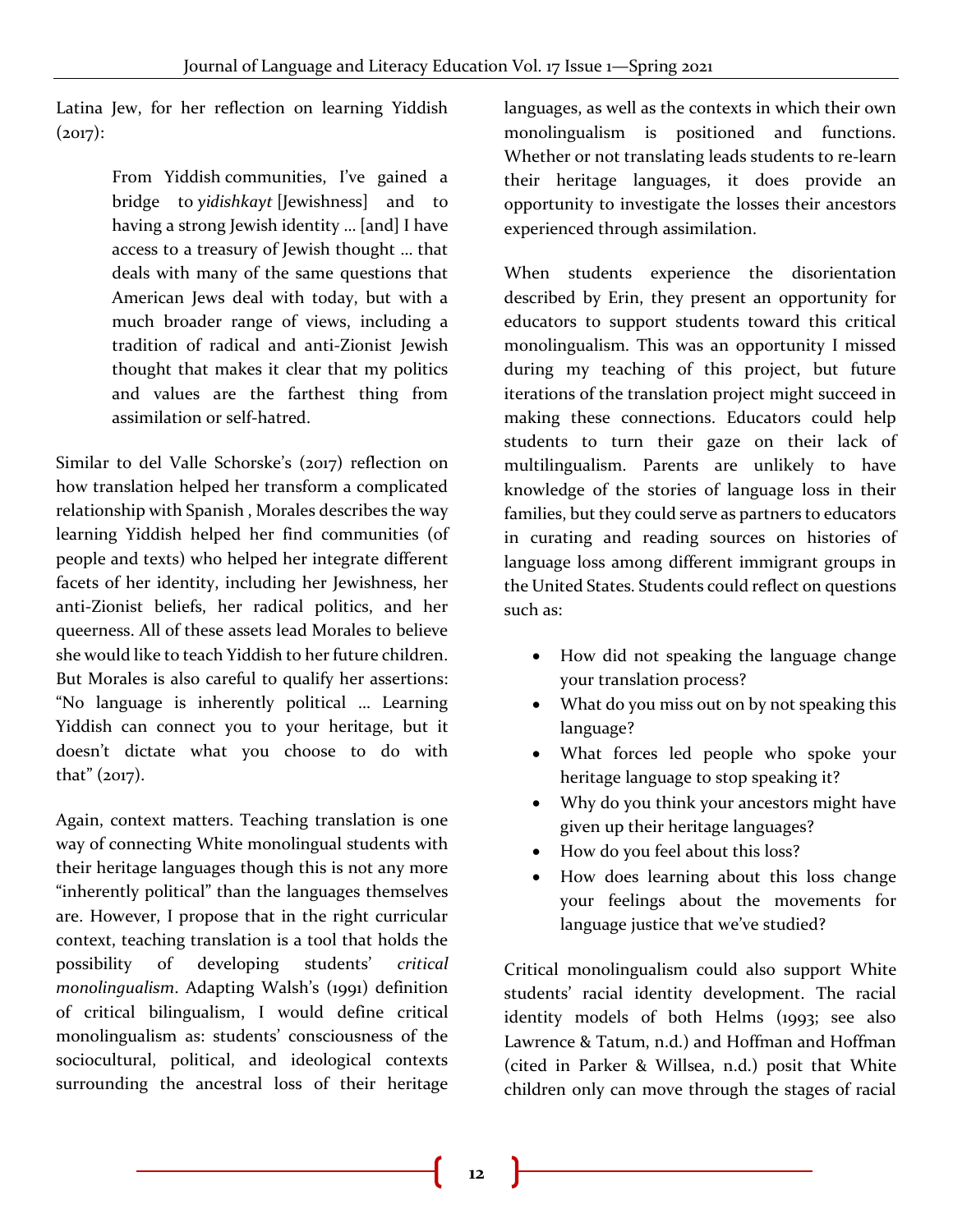Latina Jew, for her reflection on learning Yiddish (2017):

> From Yiddish communities, I've gained a bridge to *yidishkayt* [Jewishness] and to having a strong Jewish identity … [and] I have access to a treasury of Jewish thought … that deals with many of the same questions that American Jews deal with today, but with a much broader range of views, including a tradition of radical and anti-Zionist Jewish thought that makes it clear that my politics and values are the farthest thing from assimilation or self-hatred.

Similar to del Valle Schorske's (2017) reflection on how translation helped her transform a complicated relationship with Spanish , Morales describes the way learning Yiddish helped her find communities (of people and texts) who helped her integrate different facets of her identity, including her Jewishness, her anti-Zionist beliefs, her radical politics, and her queerness. All of these assets lead Morales to believe she would like to teach Yiddish to her future children. But Morales is also careful to qualify her assertions: "No language is inherently political … Learning Yiddish can connect you to your heritage, but it doesn't dictate what you choose to do with that" (2017).

Again, context matters. Teaching translation is one way of connecting White monolingual students with their heritage languages though this is not any more "inherently political" than the languages themselves are. However, I propose that in the right curricular context, teaching translation is a tool that holds the possibility of developing students' *critical monolingualism*. Adapting Walsh's (1991) definition of critical bilingualism, I would define critical monolingualism as: students' consciousness of the sociocultural, political, and ideological contexts surrounding the ancestral loss of their heritage languages, as well as the contexts in which their own monolingualism is positioned and functions. Whether or not translating leads students to re-learn their heritage languages, it does provide an opportunity to investigate the losses their ancestors experienced through assimilation.

When students experience the disorientation described by Erin, they present an opportunity for educators to support students toward this critical monolingualism. This was an opportunity I missed during my teaching of this project, but future iterations of the translation project might succeed in making these connections. Educators could help students to turn their gaze on their lack of multilingualism. Parents are unlikely to have knowledge of the stories of language loss in their families, but they could serve as partners to educators in curating and reading sources on histories of language loss among different immigrant groups in the United States. Students could reflect on questions such as:

- How did not speaking the language change your translation process?
- What do you miss out on by not speaking this language?
- What forces led people who spoke your heritage language to stop speaking it?
- Why do you think your ancestors might have given up their heritage languages?
- How do you feel about this loss?
- How does learning about this loss change your feelings about the movements for language justice that we've studied?

Critical monolingualism could also support White students' racial identity development. The racial identity models of both Helms (1993; see also Lawrence & Tatum, n.d.) and Hoffman and Hoffman (cited in Parker & Willsea, n.d.) posit that White children only can move through the stages of racial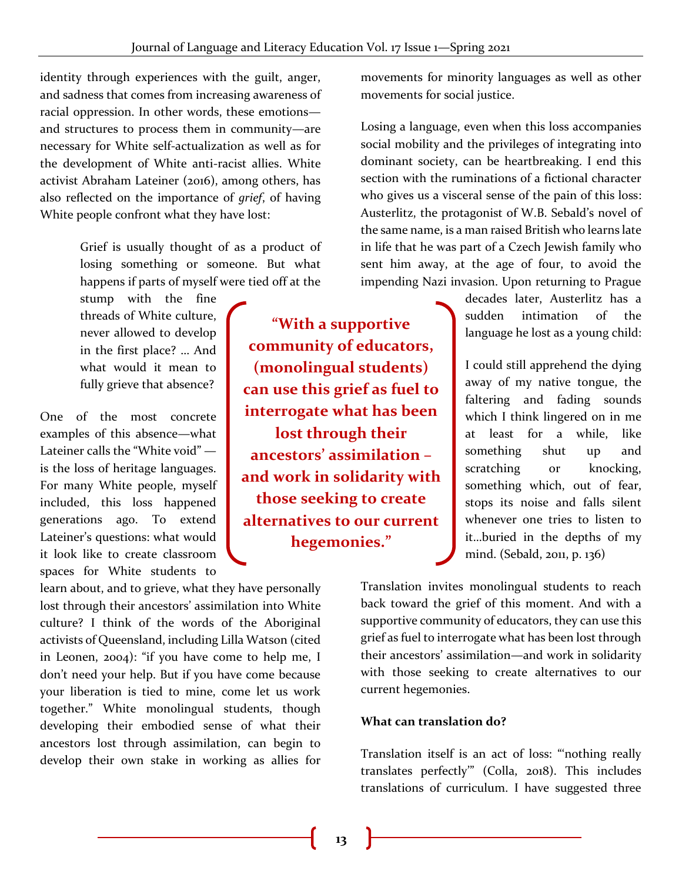identity through experiences with the guilt, anger, and sadness that comes from increasing awareness of racial oppression. In other words, these emotions—and structures to process them in community—are necessary for White self-actualization as well as for the development of White anti-racist allies. White activist Abraham Lateiner (2016), among others, has also reflected on the importance of *grief*, of having White people confront what they have lost:

> Grief is usually thought of as a product of losing something or someone. But what happens if parts of myself were tied off at the stump with the fine threads of White culture, never allowed to develop in the first place? … And what would it mean to fully grieve that absence?

One of the most concrete examples of this absence—what Lateiner calls the "White void" —is the loss of heritage languages. For many White people, myself included, this loss happened generations ago. To extend Lateiner's questions: what would it look like to create classroom spaces for White students to learn about, and to grieve, what they have personally lost through their ancestors' assimilation into White culture? I think of the words of the Aboriginal activists of Queensland, including Lilla Watson (cited in Leonen, 2004): "if you have come to help me, I don't need your help. But if you have come because your liberation is tied to mine, come let us work together." White monolingual students, though developing their embodied sense of what their ancestors lost through assimilation, can begin to develop their own stake in working as allies for movements for minority languages as well as other movements for social justice.

**"With a supportive community of educators, (monolingual students) can use this grief as fuel to interrogate what has been lost through their ancestors' assimilation – and work in solidarity with those seeking to create alternatives to our current hegemonies."**

Losing a language, even when this loss accompanies social mobility and the privileges of integrating into dominant society, can be heartbreaking. I end this section with the ruminations of a fictional character who gives us a visceral sense of the pain of this loss: Austerlitz, the protagonist of W.B. Sebald's novel of the same name, is a man raised British who learns late in life that he was part of a Czech Jewish family who sent him away, at the age of four, to avoid the impending Nazi invasion. Upon returning to Prague decades later, Austerlitz has a sudden intimation of the language he lost as a young child:

> I could still apprehend the dying away of my native tongue, the faltering and fading sounds which I think lingered on in me at least for a while, like something shut up and scratching or knocking, something which, out of fear, stops its noise and falls silent whenever one tries to listen to it…buried in the depths of my mind. (Sebald, 2011, p. 136)

Translation invites monolingual students to reach back toward the grief of this moment. And with a supportive community of educators, they can use this grief as fuel to interrogate what has been lost through their ancestors' assimilation—and work in solidarity with those seeking to create alternatives to our current hegemonies.

**What can translation do?**

Translation itself is an act of loss: "'nothing really translates perfectly'" (Colla, 2018). This includes translations of curriculum. I have suggested three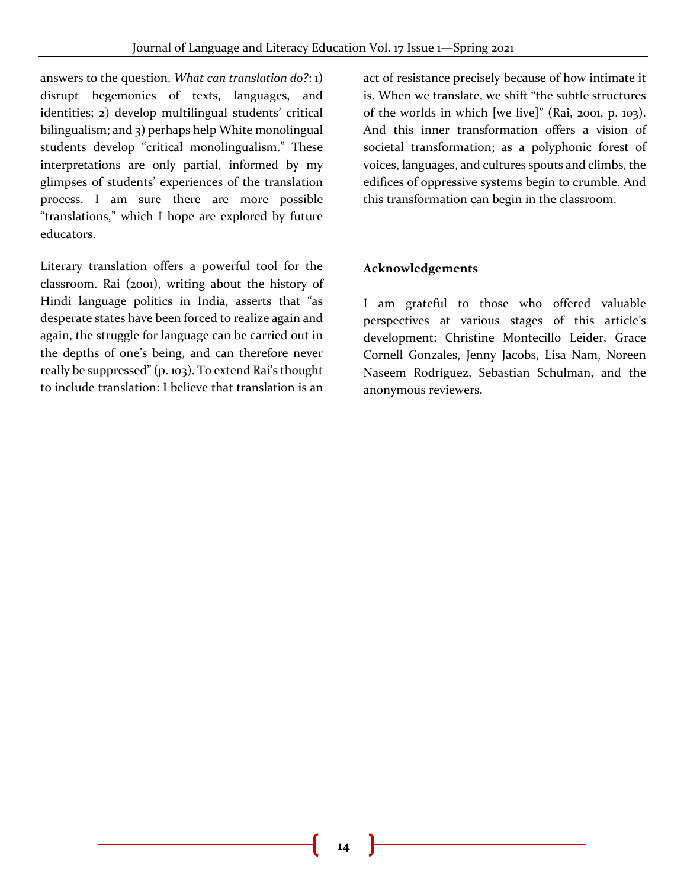answers to the question, *What can translation do?*: 1) disrupt hegemonies of texts, languages, and identities; 2) develop multilingual students' critical bilingualism; and 3) perhaps help White monolingual students develop "critical monolingualism." These interpretations are only partial, informed by my glimpses of students' experiences of the translation process. I am sure there are more possible "translations," which I hope are explored by future educators.

Literary translation offers a powerful tool for the classroom. Rai (2001), writing about the history of Hindi language politics in India, asserts that "as desperate states have been forced to realize again and again, the struggle for language can be carried out in the depths of one's being, and can therefore never really be suppressed" (p. 103). To extend Rai's thought to include translation: I believe that translation is an act of resistance precisely because of how intimate it is. When we translate, we shift "the subtle structures of the worlds in which [we live]" (Rai, 2001, p. 103). And this inner transformation offers a vision of societal transformation; as a polyphonic forest of voices, languages, and cultures spouts and climbs, the edifices of oppressive systems begin to crumble. And this transformation can begin in the classroom.

**Acknowledgements**

I am grateful to those who offered valuable perspectives at various stages of this article's development: Christine Montecillo Leider, Grace Cornell Gonzales, Jenny Jacobs, Lisa Nam, Noreen Naseem Rodríguez, Sebastian Schulman, and the anonymous reviewers.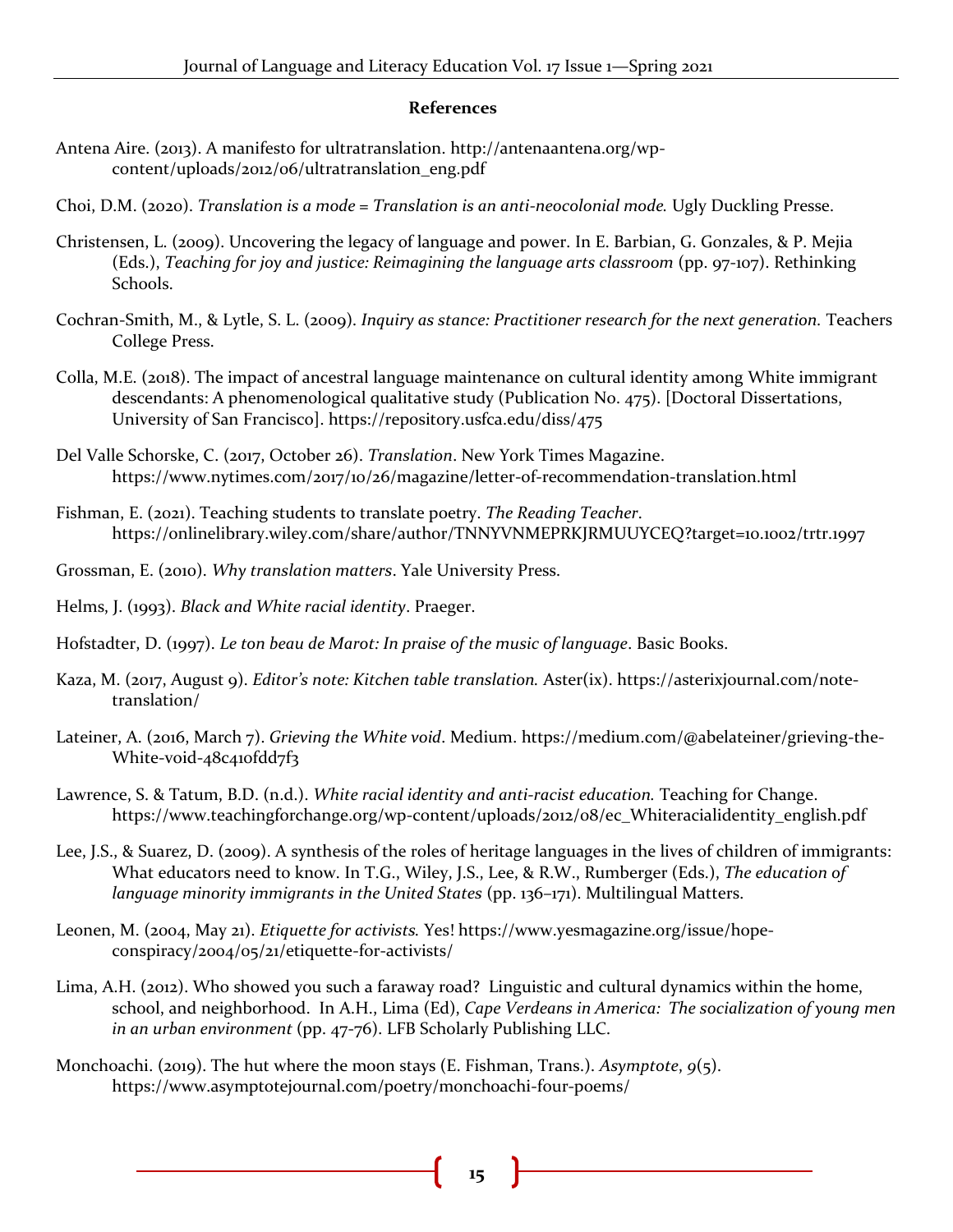**References**

Antena Aire. (2013). A manifesto for ultratranslation. http://antenaantena.org/wp-content/uploads/2012/06/ultratranslation_eng.pdf

Choi, D.M. (2020). *Translation is a mode = Translation is an anti-neocolonial mode.* Ugly Duckling Presse.

Christensen, L. (2009). Uncovering the legacy of language and power. In E. Barbian, G. Gonzales, & P. Mejia (Eds.), *Teaching for joy and justice: Reimagining the language arts classroom* (pp. 97-107). Rethinking Schools.

Cochran-Smith, M., & Lytle, S. L. (2009). *Inquiry as stance: Practitioner research for the next generation.* Teachers College Press.

Colla, M.E. (2018). The impact of ancestral language maintenance on cultural identity among White immigrant descendants: A phenomenological qualitative study (Publication No. 475). [Doctoral Dissertations, University of San Francisco]. https://repository.usfca.edu/diss/475

Del Valle Schorske, C. (2017, October 26). *Translation*. New York Times Magazine. https://www.nytimes.com/2017/10/26/magazine/letter-of-recommendation-translation.html

Fishman, E. (2021). Teaching students to translate poetry. *The Reading Teacher*. https://onlinelibrary.wiley.com/share/author/TNNYVNMEPRKJRMUUYCEQ?target=10.1002/trtr.1997

Grossman, E. (2010). *Why translation matters*. Yale University Press.

Helms, J. (1993). *Black and White racial identity*. Praeger.

Hofstadter, D. (1997). *Le ton beau de Marot: In praise of the music of language*. Basic Books.

Kaza, M. (2017, August 9). *Editor's note: Kitchen table translation.* Aster(ix). https://asterixjournal.com/note-translation/

Lateiner, A. (2016, March 7). *Grieving the White void*. Medium. https://medium.com/@abelateiner/grieving-the-White-void-48c410fdd7f3

Lawrence, S. & Tatum, B.D. (n.d.). *White racial identity and anti-racist education.* Teaching for Change. https://www.teachingforchange.org/wp-content/uploads/2012/08/ec_Whiteracialidentity_english.pdf

Lee, J.S., & Suarez, D. (2009). A synthesis of the roles of heritage languages in the lives of children of immigrants: What educators need to know. In T.G., Wiley, J.S., Lee, & R.W., Rumberger (Eds.), *The education of language minority immigrants in the United States* (pp. 136–171). Multilingual Matters.

Leonen, M. (2004, May 21). *Etiquette for activists.* Yes! https://www.yesmagazine.org/issue/hope-conspiracy/2004/05/21/etiquette-for-activists/

Lima, A.H. (2012). Who showed you such a faraway road? Linguistic and cultural dynamics within the home, school, and neighborhood. In A.H., Lima (Ed), *Cape Verdeans in America: The socialization of young men in an urban environment* (pp. 47-76). LFB Scholarly Publishing LLC.

Monchoachi. (2019). The hut where the moon stays (E. Fishman, Trans.). *Asymptote*, *9*(5). https://www.asymptotejournal.com/poetry/monchoachi-four-poems/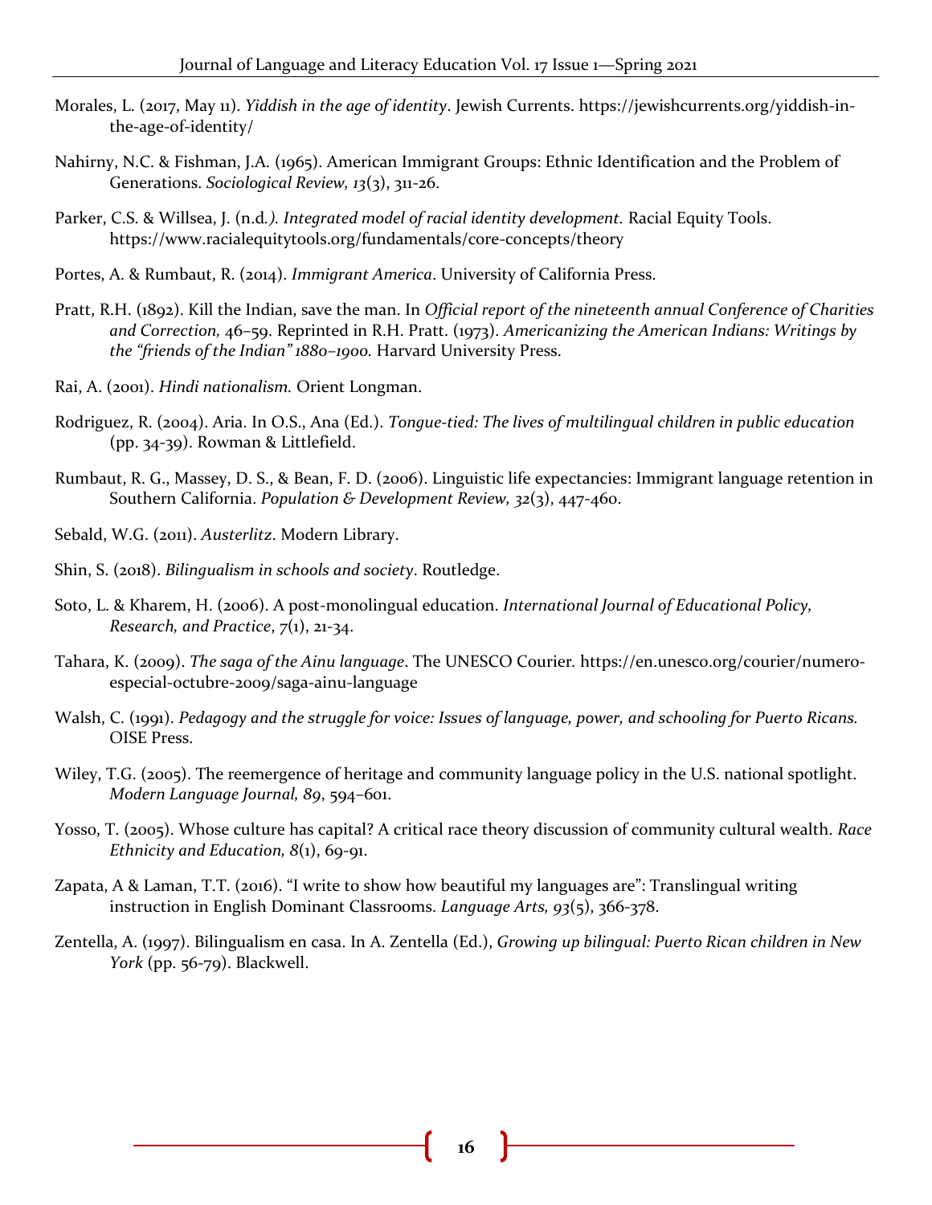Morales, L. (2017, May 11). *Yiddish in the age of identity*. Jewish Currents. https://jewishcurrents.org/yiddish-in-the-age-of-identity/

Nahirny, N.C. & Fishman, J.A. (1965). American Immigrant Groups: Ethnic Identification and the Problem of Generations. *Sociological Review, 13*(3), 311-26.

Parker, C.S. & Willsea, J. (n.d*.). Integrated model of racial identity development.* Racial Equity Tools. https://www.racialequitytools.org/fundamentals/core-concepts/theory

Portes, A. & Rumbaut, R. (2014). *Immigrant America*. University of California Press.

Pratt, R.H. (1892). Kill the Indian, save the man. In *Official report of the nineteenth annual Conference of Charities and Correction,* 46–59. Reprinted in R.H. Pratt. (1973). *Americanizing the American Indians: Writings by the "friends of the Indian" 1880–1900.* Harvard University Press.

Rai, A. (2001). *Hindi nationalism.* Orient Longman.

Rodriguez, R. (2004). Aria. In O.S., Ana (Ed.). *Tongue-tied: The lives of multilingual children in public education* (pp. 34-39). Rowman & Littlefield.

Rumbaut, R. G., Massey, D. S., & Bean, F. D. (2006). Linguistic life expectancies: Immigrant language retention in Southern California. *Population & Development Review, 32*(3), 447-460.

Sebald, W.G. (2011). *Austerlitz*. Modern Library.

Shin, S. (2018). *Bilingualism in schools and society*. Routledge.

Soto, L. & Kharem, H. (2006). A post-monolingual education. *International Journal of Educational Policy, Research, and Practice*, *7*(1), 21-34.

Tahara, K. (2009). *The saga of the Ainu language*. The UNESCO Courier. https://en.unesco.org/courier/numero-especial-octubre-2009/saga-ainu-language

Walsh, C. (1991). *Pedagogy and the struggle for voice: Issues of language, power, and schooling for Puerto Ricans.* OISE Press.

Wiley, T.G. (2005). The reemergence of heritage and community language policy in the U.S. national spotlight. *Modern Language Journal, 89*, 594–601.

Yosso, T. (2005). Whose culture has capital? A critical race theory discussion of community cultural wealth. *Race Ethnicity and Education, 8*(1), 69-91.

Zapata, A & Laman, T.T. (2016). "I write to show how beautiful my languages are": Translingual writing instruction in English Dominant Classrooms. *Language Arts, 93*(5), 366-378.

Zentella, A. (1997). Bilingualism en casa. In A. Zentella (Ed.), *Growing up bilingual: Puerto Rican children in New York* (pp. 56-79). Blackwell.